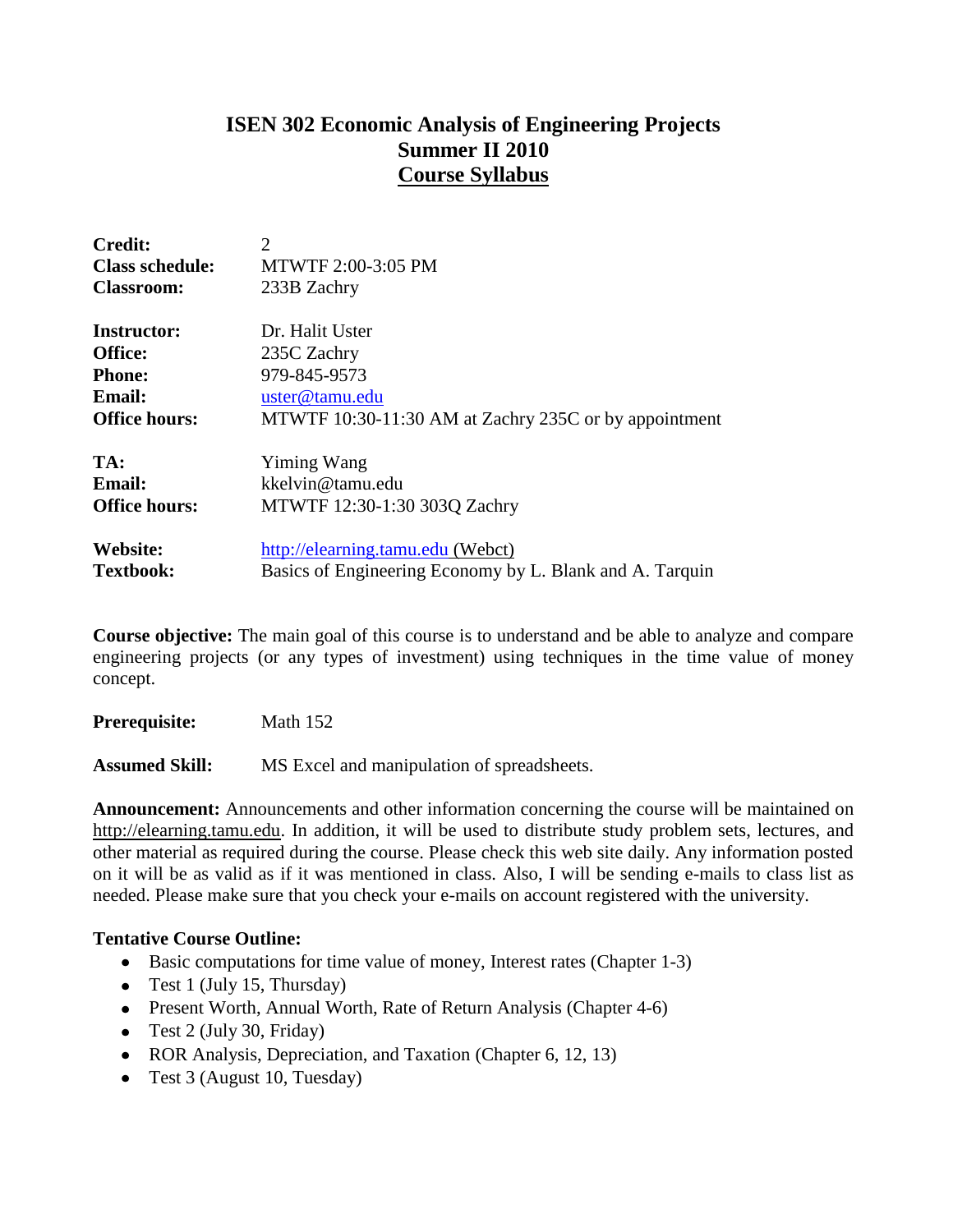# ISEN 302 Economic Analysis of Engineering Projects
## Summer II 2010
## Course Syllabus

**Credit:** 2
**Class schedule:** MTWTF 2:00-3:05 PM
**Classroom:** 233B Zachry

**Instructor:** Dr. Halit Uster
**Office:** 235C Zachry
**Phone:** 979-845-9573
**Email:** uster@tamu.edu
**Office hours:** MTWTF 10:30-11:30 AM at Zachry 235C or by appointment

**TA:** Yiming Wang
**Email:** kkelvin@tamu.edu
**Office hours:** MTWTF 12:30-1:30 303Q Zachry

**Website:** http://elearning.tamu.edu (Webct)
**Textbook:** Basics of Engineering Economy by L. Blank and A. Tarquin

**Course objective:** The main goal of this course is to understand and be able to analyze and compare engineering projects (or any types of investment) using techniques in the time value of money concept.

**Prerequisite:** Math 152

**Assumed Skill:** MS Excel and manipulation of spreadsheets.

**Announcement:** Announcements and other information concerning the course will be maintained on http://elearning.tamu.edu. In addition, it will be used to distribute study problem sets, lectures, and other material as required during the course. Please check this web site daily. Any information posted on it will be as valid as if it was mentioned in class. Also, I will be sending e-mails to class list as needed. Please make sure that you check your e-mails on account registered with the university.

**Tentative Course Outline:**

- Basic computations for time value of money, Interest rates (Chapter 1-3)
- Test 1 (July 15, Thursday)
- Present Worth, Annual Worth, Rate of Return Analysis (Chapter 4-6)
- Test 2 (July 30, Friday)
- ROR Analysis, Depreciation, and Taxation (Chapter 6, 12, 13)
- Test 3 (August 10, Tuesday)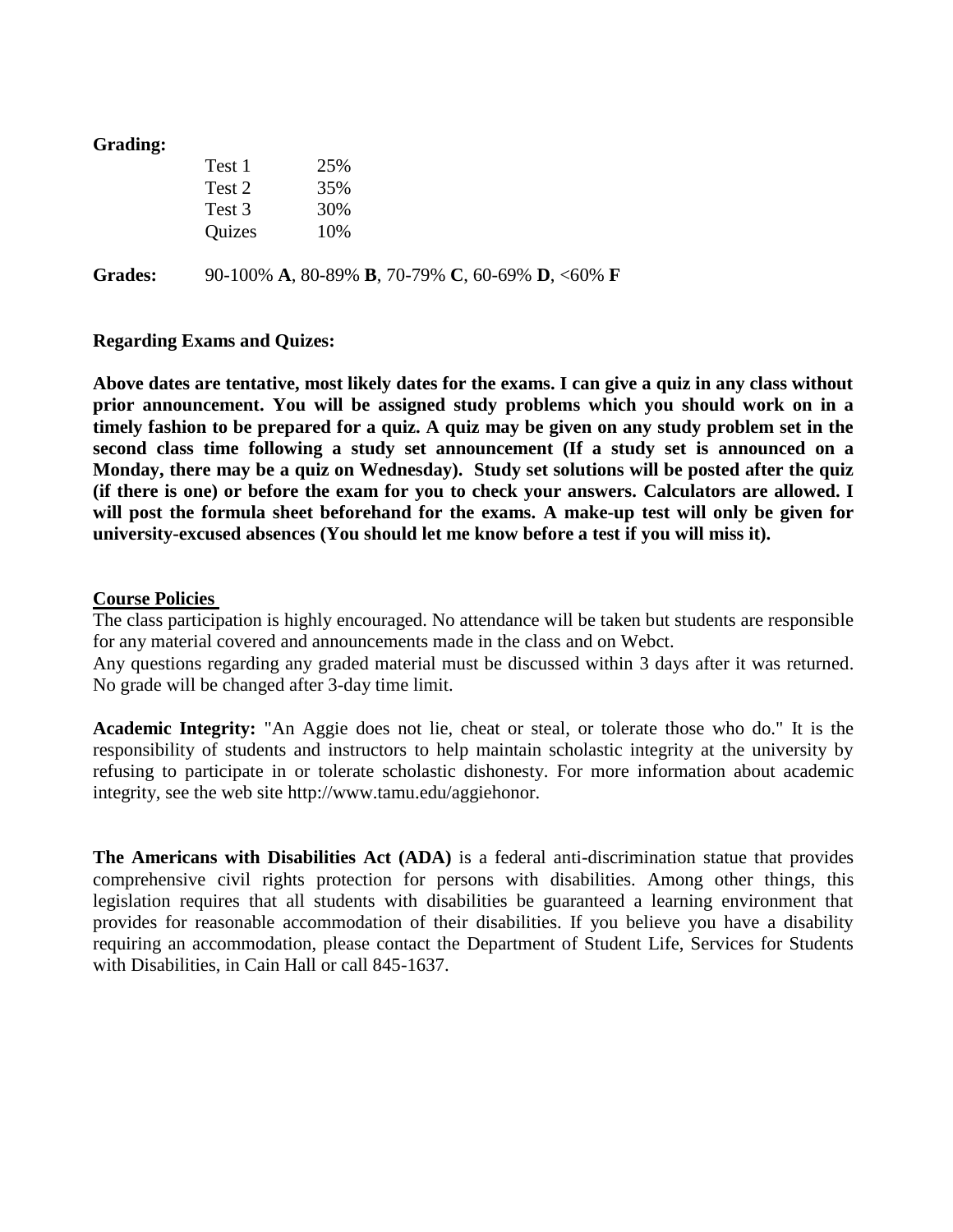**Grading:**

| | |
|---|---|
| Test 1 | 25% |
| Test 2 | 35% |
| Test 3 | 30% |
| Quizes | 10% |

**Grades:** 90-100% **A**, 80-89% **B**, 70-79% **C**, 60-69% **D**, <60% **F**

**Regarding Exams and Quizes:**

**Above dates are tentative, most likely dates for the exams. I can give a quiz in any class without prior announcement. You will be assigned study problems which you should work on in a timely fashion to be prepared for a quiz. A quiz may be given on any study problem set in the second class time following a study set announcement (If a study set is announced on a Monday, there may be a quiz on Wednesday). Study set solutions will be posted after the quiz (if there is one) or before the exam for you to check your answers. Calculators are allowed. I will post the formula sheet beforehand for the exams. A make-up test will only be given for university-excused absences (You should let me know before a test if you will miss it).**

**Course Policies**

The class participation is highly encouraged. No attendance will be taken but students are responsible for any material covered and announcements made in the class and on Webct.

Any questions regarding any graded material must be discussed within 3 days after it was returned. No grade will be changed after 3-day time limit.

**Academic Integrity:** "An Aggie does not lie, cheat or steal, or tolerate those who do." It is the responsibility of students and instructors to help maintain scholastic integrity at the university by refusing to participate in or tolerate scholastic dishonesty. For more information about academic integrity, see the web site http://www.tamu.edu/aggiehonor.

**The Americans with Disabilities Act (ADA)** is a federal anti-discrimination statue that provides comprehensive civil rights protection for persons with disabilities. Among other things, this legislation requires that all students with disabilities be guaranteed a learning environment that provides for reasonable accommodation of their disabilities. If you believe you have a disability requiring an accommodation, please contact the Department of Student Life, Services for Students with Disabilities, in Cain Hall or call 845-1637.